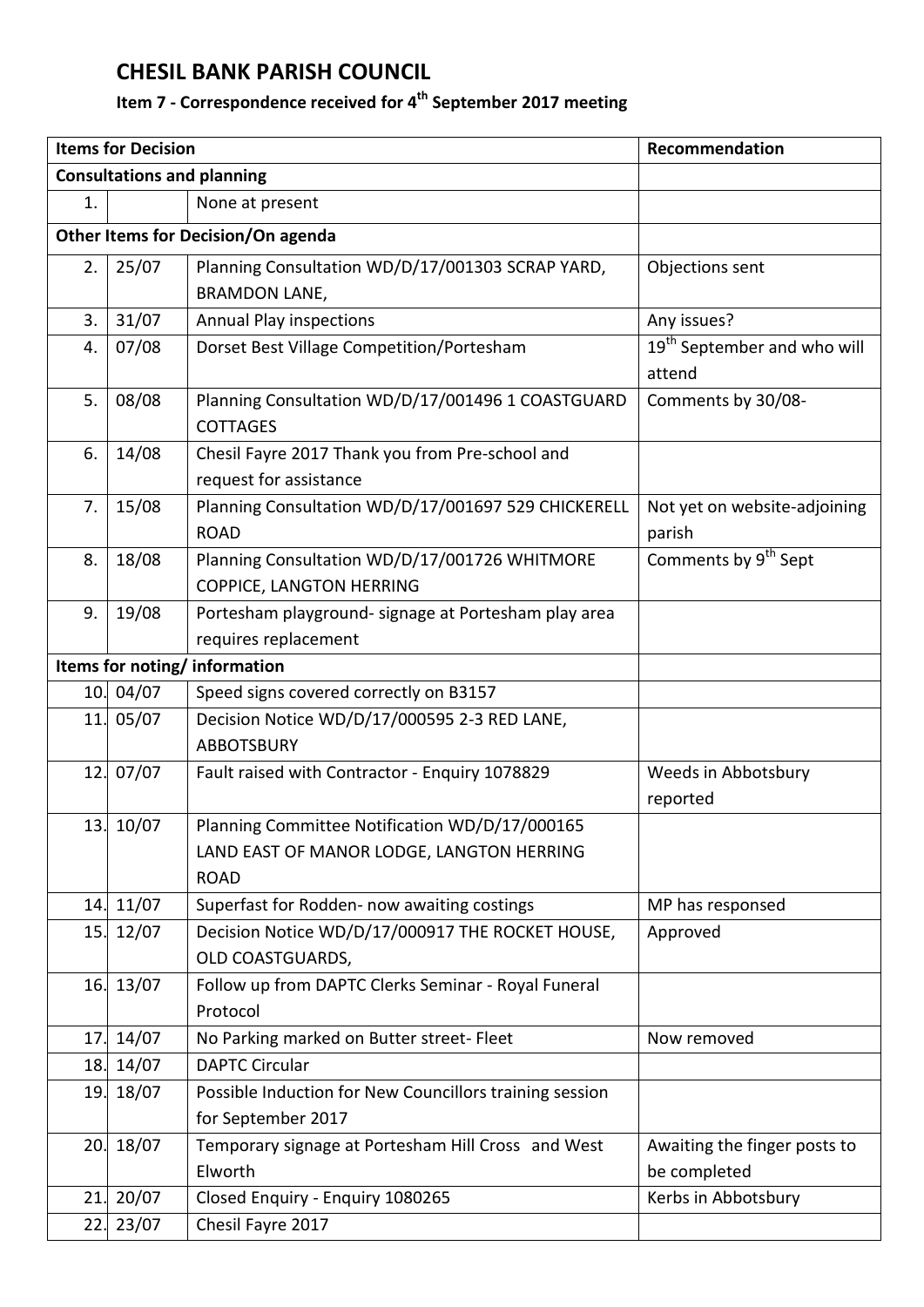# CHESIL BANK PARISH COUNCIL

## Item 7 - Correspondence received for 4th September 2017 meeting

| Items for Decision | | | Recommendation |
|---|---|---|---|
| **Consultations and planning** | | | |
| 1. | | None at present | |
| **Other Items for Decision/On agenda** | | | |
| 2. | 25/07 | Planning Consultation WD/D/17/001303 SCRAP YARD, BRAMDON LANE, | Objections sent |
| 3. | 31/07 | Annual Play inspections | Any issues? |
| 4. | 07/08 | Dorset Best Village Competition/Portesham | 19th September and who will attend |
| 5. | 08/08 | Planning Consultation WD/D/17/001496 1 COASTGUARD COTTAGES | Comments by 30/08- |
| 6. | 14/08 | Chesil Fayre 2017 Thank you from Pre-school and request for assistance | |
| 7. | 15/08 | Planning Consultation WD/D/17/001697 529 CHICKERELL ROAD | Not yet on website-adjoining parish |
| 8. | 18/08 | Planning Consultation WD/D/17/001726 WHITMORE COPPICE, LANGTON HERRING | Comments by 9th Sept |
| 9. | 19/08 | Portesham playground- signage at Portesham play area requires replacement | |
| **Items for noting/ information** | | | |
| 10. | 04/07 | Speed signs covered correctly on B3157 | |
| 11. | 05/07 | Decision Notice WD/D/17/000595 2-3 RED LANE, ABBOTSBURY | |
| 12. | 07/07 | Fault raised with Contractor - Enquiry 1078829 | Weeds in Abbotsbury reported |
| 13. | 10/07 | Planning Committee Notification WD/D/17/000165 LAND EAST OF MANOR LODGE, LANGTON HERRING ROAD | |
| 14. | 11/07 | Superfast for Rodden- now awaiting costings | MP has responsed |
| 15. | 12/07 | Decision Notice WD/D/17/000917 THE ROCKET HOUSE, OLD COASTGUARDS, | Approved |
| 16. | 13/07 | Follow up from DAPTC Clerks Seminar - Royal Funeral Protocol | |
| 17. | 14/07 | No Parking marked on Butter street- Fleet | Now removed |
| 18. | 14/07 | DAPTC Circular | |
| 19. | 18/07 | Possible Induction for New Councillors training session for September 2017 | |
| 20. | 18/07 | Temporary signage at Portesham Hill Cross and West Elworth | Awaiting the finger posts to be completed |
| 21. | 20/07 | Closed Enquiry - Enquiry 1080265 | Kerbs in Abbotsbury |
| 22. | 23/07 | Chesil Fayre 2017 | |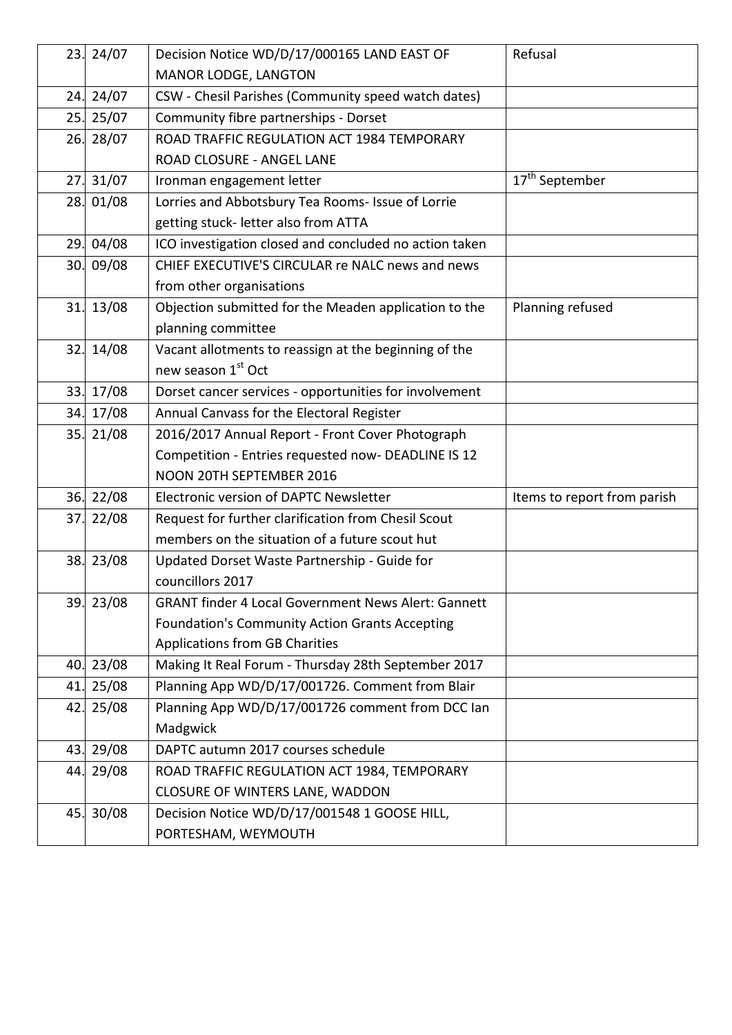| | | | |
|---|---|---|---|
| 23. | 24/07 | Decision Notice WD/D/17/000165 LAND EAST OF MANOR LODGE, LANGTON | Refusal |
| 24. | 24/07 | CSW - Chesil Parishes (Community speed watch dates) | |
| 25. | 25/07 | Community fibre partnerships - Dorset | |
| 26. | 28/07 | ROAD TRAFFIC REGULATION ACT 1984 TEMPORARY ROAD CLOSURE - ANGEL LANE | |
| 27. | 31/07 | Ironman engagement letter | 17th September |
| 28. | 01/08 | Lorries and Abbotsbury Tea Rooms- Issue of Lorrie getting stuck- letter also from ATTA | |
| 29. | 04/08 | ICO investigation closed and concluded no action taken | |
| 30. | 09/08 | CHIEF EXECUTIVE'S CIRCULAR re NALC news and news from other organisations | |
| 31. | 13/08 | Objection submitted for the Meaden application to the planning committee | Planning refused |
| 32. | 14/08 | Vacant allotments to reassign at the beginning of the new season 1st Oct | |
| 33. | 17/08 | Dorset cancer services - opportunities for involvement | |
| 34. | 17/08 | Annual Canvass for the Electoral Register | |
| 35. | 21/08 | 2016/2017 Annual Report - Front Cover Photograph Competition - Entries requested now- DEADLINE IS 12 NOON 20TH SEPTEMBER 2016 | |
| 36. | 22/08 | Electronic version of DAPTC Newsletter | Items to report from parish |
| 37. | 22/08 | Request for further clarification from Chesil Scout members on the situation of a future scout hut | |
| 38. | 23/08 | Updated Dorset Waste Partnership - Guide for councillors 2017 | |
| 39. | 23/08 | GRANT finder 4 Local Government News Alert: Gannett Foundation's Community Action Grants Accepting Applications from GB Charities | |
| 40. | 23/08 | Making It Real Forum - Thursday 28th September 2017 | |
| 41. | 25/08 | Planning App WD/D/17/001726. Comment from Blair | |
| 42. | 25/08 | Planning App WD/D/17/001726 comment from DCC Ian Madgwick | |
| 43. | 29/08 | DAPTC autumn 2017 courses schedule | |
| 44. | 29/08 | ROAD TRAFFIC REGULATION ACT 1984, TEMPORARY CLOSURE OF WINTERS LANE, WADDON | |
| 45. | 30/08 | Decision Notice WD/D/17/001548 1 GOOSE HILL, PORTESHAM, WEYMOUTH | |